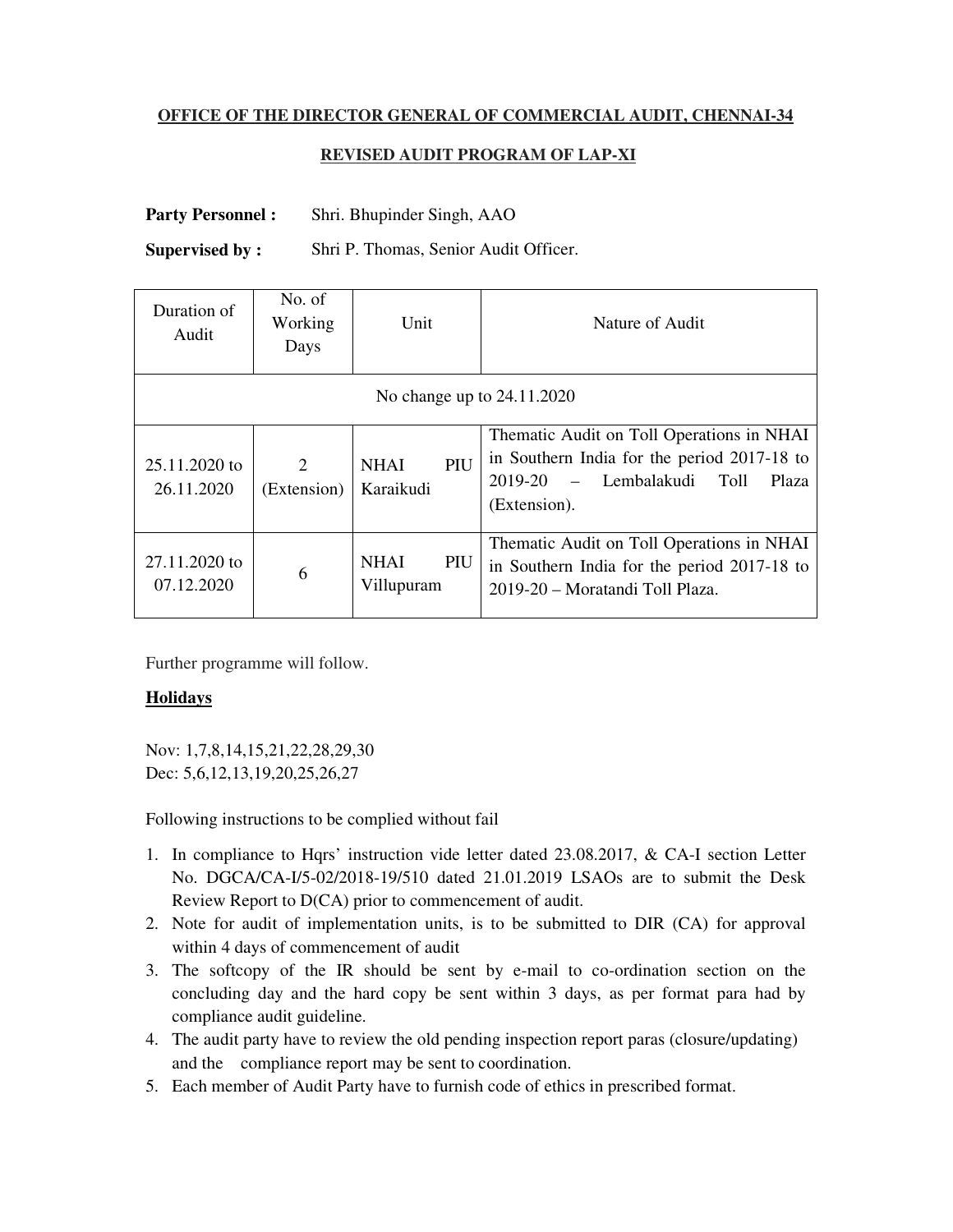**OFFICE OF THE DIRECTOR GENERAL OF COMMERCIAL AUDIT, CHENNAI-34**

**REVISED AUDIT PROGRAM OF LAP-XI**

**Party Personnel :** Shri. Bhupinder Singh, AAO

**Supervised by :** Shri P. Thomas, Senior Audit Officer.

| Duration of Audit | No. of Working Days | Unit | Nature of Audit |
|---|---|---|---|
| No change up to 24.11.2020 | | | |
| 25.11.2020 to 26.11.2020 | 2 (Extension) | NHAI PIU Karaikudi | Thematic Audit on Toll Operations in NHAI in Southern India for the period 2017-18 to 2019-20 – Lembalakudi Toll Plaza (Extension). |
| 27.11.2020 to 07.12.2020 | 6 | NHAI PIU Villupuram | Thematic Audit on Toll Operations in NHAI in Southern India for the period 2017-18 to 2019-20 – Moratandi Toll Plaza. |

Further programme will follow.

**Holidays**

Nov: 1,7,8,14,15,21,22,28,29,30
Dec: 5,6,12,13,19,20,25,26,27

Following instructions to be complied without fail

1. In compliance to Hqrs' instruction vide letter dated 23.08.2017, & CA-I section Letter No. DGCA/CA-I/5-02/2018-19/510 dated 21.01.2019 LSAOs are to submit the Desk Review Report to D(CA) prior to commencement of audit.
2. Note for audit of implementation units, is to be submitted to DIR (CA) for approval within 4 days of commencement of audit
3. The softcopy of the IR should be sent by e-mail to co-ordination section on the concluding day and the hard copy be sent within 3 days, as per format para had by compliance audit guideline.
4. The audit party have to review the old pending inspection report paras (closure/updating) and the compliance report may be sent to coordination.
5. Each member of Audit Party have to furnish code of ethics in prescribed format.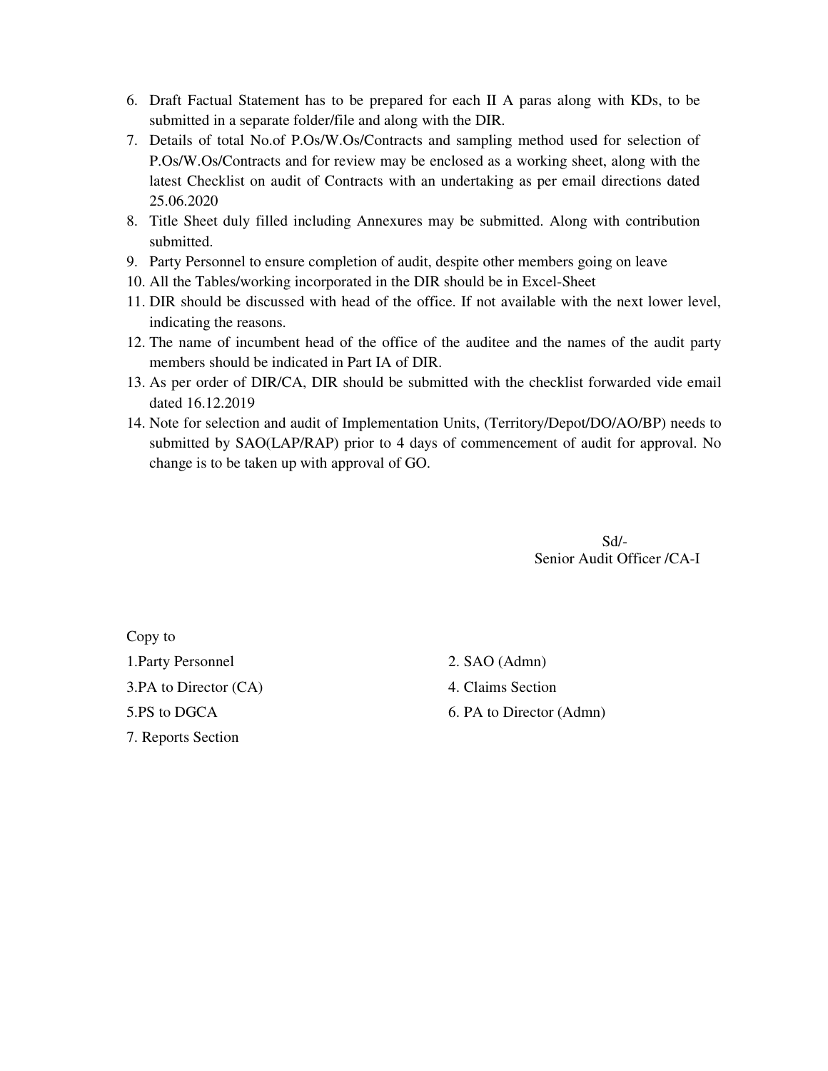6. Draft Factual Statement has to be prepared for each II A paras along with KDs, to be submitted in a separate folder/file and along with the DIR.
7. Details of total No.of P.Os/W.Os/Contracts and sampling method used for selection of P.Os/W.Os/Contracts and for review may be enclosed as a working sheet, along with the latest Checklist on audit of Contracts with an undertaking as per email directions dated 25.06.2020
8. Title Sheet duly filled including Annexures may be submitted. Along with contribution submitted.
9. Party Personnel to ensure completion of audit, despite other members going on leave
10. All the Tables/working incorporated in the DIR should be in Excel-Sheet
11. DIR should be discussed with head of the office. If not available with the next lower level, indicating the reasons.
12. The name of incumbent head of the office of the auditee and the names of the audit party members should be indicated in Part IA of DIR.
13. As per order of DIR/CA, DIR should be submitted with the checklist forwarded vide email dated 16.12.2019
14. Note for selection and audit of Implementation Units, (Territory/Depot/DO/AO/BP) needs to submitted by SAO(LAP/RAP) prior to 4 days of commencement of audit for approval. No change is to be taken up with approval of GO.

Sd/-
Senior Audit Officer /CA-I

Copy to

1. Party Personnel
2. SAO (Admn)
3. PA to Director (CA)
4. Claims Section
5. PS to DGCA
6. PA to Director (Admn)
7. Reports Section